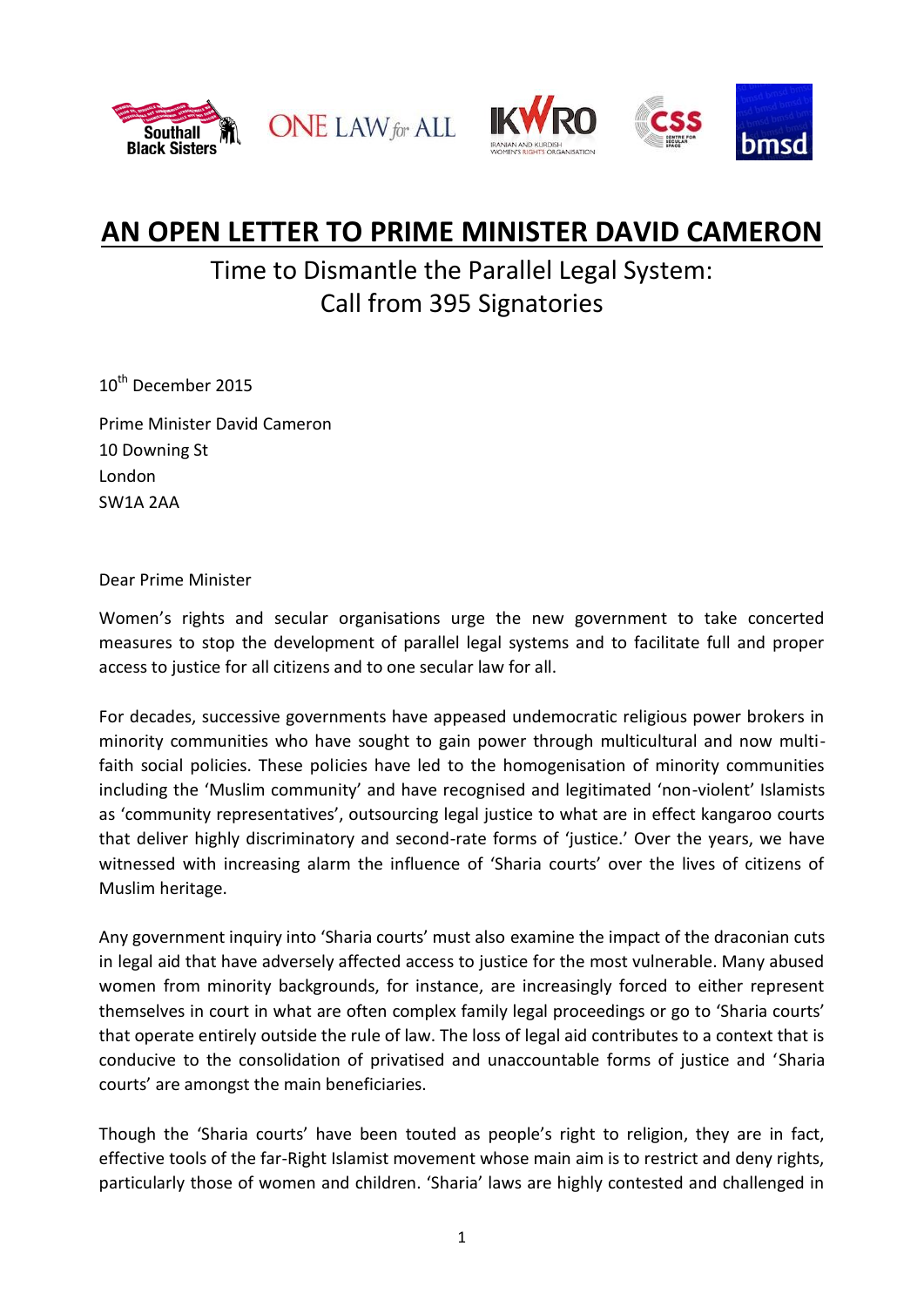# AN OPEN LETTER TO PRIME MINISTER DAVID CAMERON

## Time to Dismantle the Parallel Legal System: Call from 395 Signatories

10th December 2015

Prime Minister David Cameron
10 Downing St
London
SW1A 2AA

Dear Prime Minister

Women's rights and secular organisations urge the new government to take concerted measures to stop the development of parallel legal systems and to facilitate full and proper access to justice for all citizens and to one secular law for all.

For decades, successive governments have appeased undemocratic religious power brokers in minority communities who have sought to gain power through multicultural and now multi-faith social policies. These policies have led to the homogenisation of minority communities including the 'Muslim community' and have recognised and legitimated 'non-violent' Islamists as 'community representatives', outsourcing legal justice to what are in effect kangaroo courts that deliver highly discriminatory and second-rate forms of 'justice.' Over the years, we have witnessed with increasing alarm the influence of 'Sharia courts' over the lives of citizens of Muslim heritage.

Any government inquiry into 'Sharia courts' must also examine the impact of the draconian cuts in legal aid that have adversely affected access to justice for the most vulnerable. Many abused women from minority backgrounds, for instance, are increasingly forced to either represent themselves in court in what are often complex family legal proceedings or go to 'Sharia courts' that operate entirely outside the rule of law. The loss of legal aid contributes to a context that is conducive to the consolidation of privatised and unaccountable forms of justice and 'Sharia courts' are amongst the main beneficiaries.

Though the 'Sharia courts' have been touted as people's right to religion, they are in fact, effective tools of the far-Right Islamist movement whose main aim is to restrict and deny rights, particularly those of women and children. 'Sharia' laws are highly contested and challenged in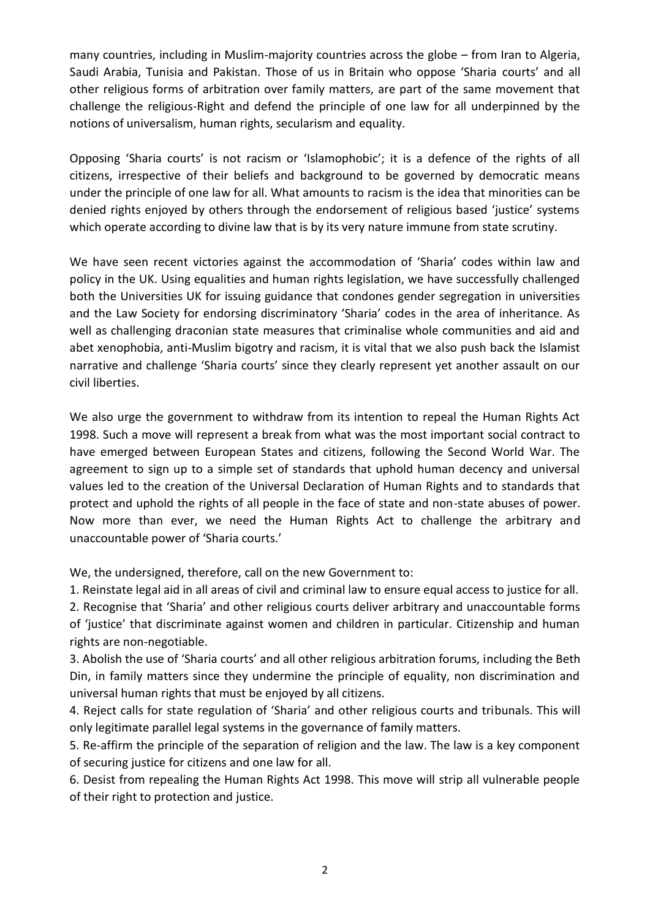many countries, including in Muslim-majority countries across the globe – from Iran to Algeria, Saudi Arabia, Tunisia and Pakistan. Those of us in Britain who oppose 'Sharia courts' and all other religious forms of arbitration over family matters, are part of the same movement that challenge the religious-Right and defend the principle of one law for all underpinned by the notions of universalism, human rights, secularism and equality.

Opposing 'Sharia courts' is not racism or 'Islamophobic'; it is a defence of the rights of all citizens, irrespective of their beliefs and background to be governed by democratic means under the principle of one law for all. What amounts to racism is the idea that minorities can be denied rights enjoyed by others through the endorsement of religious based 'justice' systems which operate according to divine law that is by its very nature immune from state scrutiny.

We have seen recent victories against the accommodation of 'Sharia' codes within law and policy in the UK. Using equalities and human rights legislation, we have successfully challenged both the Universities UK for issuing guidance that condones gender segregation in universities and the Law Society for endorsing discriminatory 'Sharia' codes in the area of inheritance. As well as challenging draconian state measures that criminalise whole communities and aid and abet xenophobia, anti-Muslim bigotry and racism, it is vital that we also push back the Islamist narrative and challenge 'Sharia courts' since they clearly represent yet another assault on our civil liberties.

We also urge the government to withdraw from its intention to repeal the Human Rights Act 1998. Such a move will represent a break from what was the most important social contract to have emerged between European States and citizens, following the Second World War. The agreement to sign up to a simple set of standards that uphold human decency and universal values led to the creation of the Universal Declaration of Human Rights and to standards that protect and uphold the rights of all people in the face of state and non-state abuses of power. Now more than ever, we need the Human Rights Act to challenge the arbitrary and unaccountable power of 'Sharia courts.'

We, the undersigned, therefore, call on the new Government to:

1. Reinstate legal aid in all areas of civil and criminal law to ensure equal access to justice for all.
2. Recognise that 'Sharia' and other religious courts deliver arbitrary and unaccountable forms of 'justice' that discriminate against women and children in particular. Citizenship and human rights are non-negotiable.
3. Abolish the use of 'Sharia courts' and all other religious arbitration forums, including the Beth Din, in family matters since they undermine the principle of equality, non discrimination and universal human rights that must be enjoyed by all citizens.
4. Reject calls for state regulation of 'Sharia' and other religious courts and tribunals. This will only legitimate parallel legal systems in the governance of family matters.
5. Re-affirm the principle of the separation of religion and the law. The law is a key component of securing justice for citizens and one law for all.
6. Desist from repealing the Human Rights Act 1998. This move will strip all vulnerable people of their right to protection and justice.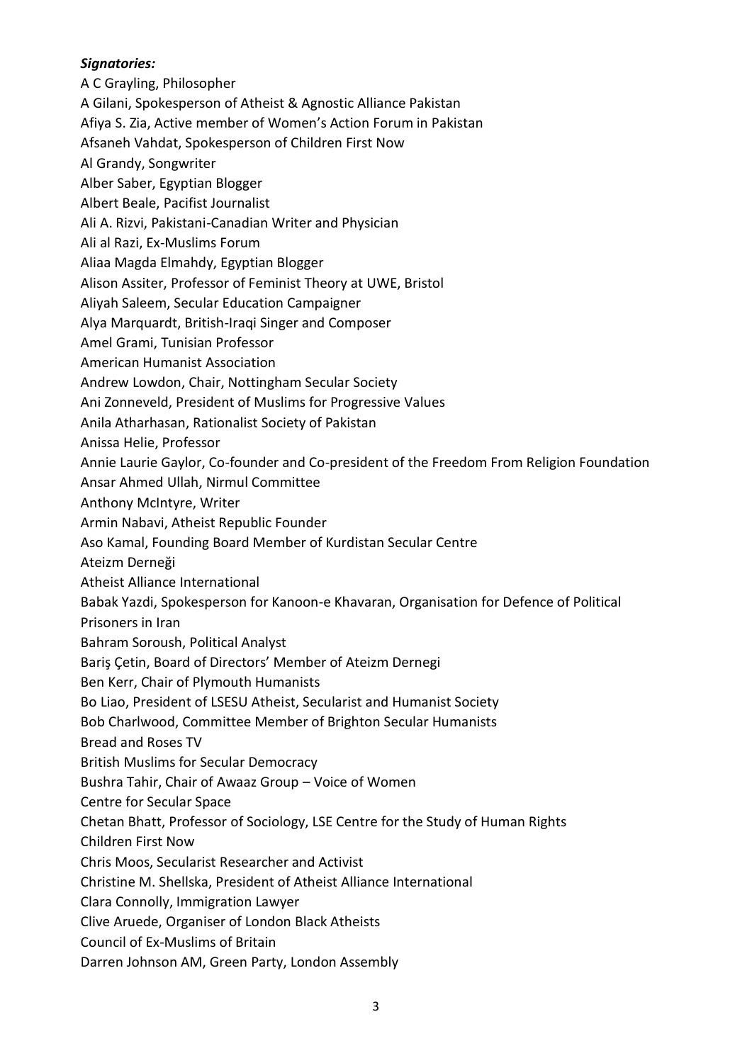***Signatories:***

A C Grayling, Philosopher
A Gilani, Spokesperson of Atheist & Agnostic Alliance Pakistan
Afiya S. Zia, Active member of Women's Action Forum in Pakistan
Afsaneh Vahdat, Spokesperson of Children First Now
Al Grandy, Songwriter
Alber Saber, Egyptian Blogger
Albert Beale, Pacifist Journalist
Ali A. Rizvi, Pakistani-Canadian Writer and Physician
Ali al Razi, Ex-Muslims Forum
Aliaa Magda Elmahdy, Egyptian Blogger
Alison Assiter, Professor of Feminist Theory at UWE, Bristol
Aliyah Saleem, Secular Education Campaigner
Alya Marquardt, British-Iraqi Singer and Composer
Amel Grami, Tunisian Professor
American Humanist Association
Andrew Lowdon, Chair, Nottingham Secular Society
Ani Zonneveld, President of Muslims for Progressive Values
Anila Atharhasan, Rationalist Society of Pakistan
Anissa Helie, Professor
Annie Laurie Gaylor, Co-founder and Co-president of the Freedom From Religion Foundation
Ansar Ahmed Ullah, Nirmul Committee
Anthony McIntyre, Writer
Armin Nabavi, Atheist Republic Founder
Aso Kamal, Founding Board Member of Kurdistan Secular Centre
Ateizm Derneği
Atheist Alliance International
Babak Yazdi, Spokesperson for Kanoon-e Khavaran, Organisation for Defence of Political Prisoners in Iran
Bahram Soroush, Political Analyst
Bariş Çetin, Board of Directors' Member of Ateizm Dernegi
Ben Kerr, Chair of Plymouth Humanists
Bo Liao, President of LSESU Atheist, Secularist and Humanist Society
Bob Charlwood, Committee Member of Brighton Secular Humanists
Bread and Roses TV
British Muslims for Secular Democracy
Bushra Tahir, Chair of Awaaz Group – Voice of Women
Centre for Secular Space
Chetan Bhatt, Professor of Sociology, LSE Centre for the Study of Human Rights
Children First Now
Chris Moos, Secularist Researcher and Activist
Christine M. Shellska, President of Atheist Alliance International
Clara Connolly, Immigration Lawyer
Clive Aruede, Organiser of London Black Atheists
Council of Ex-Muslims of Britain
Darren Johnson AM, Green Party, London Assembly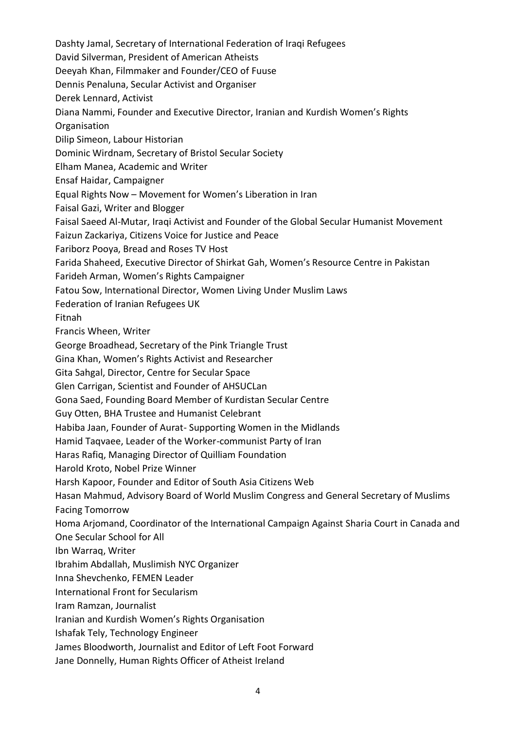Dashty Jamal, Secretary of International Federation of Iraqi Refugees
David Silverman, President of American Atheists
Deeyah Khan, Filmmaker and Founder/CEO of Fuuse
Dennis Penaluna, Secular Activist and Organiser
Derek Lennard, Activist
Diana Nammi, Founder and Executive Director, Iranian and Kurdish Women's Rights Organisation
Dilip Simeon, Labour Historian
Dominic Wirdnam, Secretary of Bristol Secular Society
Elham Manea, Academic and Writer
Ensaf Haidar, Campaigner
Equal Rights Now – Movement for Women's Liberation in Iran
Faisal Gazi, Writer and Blogger
Faisal Saeed Al-Mutar, Iraqi Activist and Founder of the Global Secular Humanist Movement
Faizun Zackariya, Citizens Voice for Justice and Peace
Fariborz Pooya, Bread and Roses TV Host
Farida Shaheed, Executive Director of Shirkat Gah, Women's Resource Centre in Pakistan
Farideh Arman, Women's Rights Campaigner
Fatou Sow, International Director, Women Living Under Muslim Laws
Federation of Iranian Refugees UK
Fitnah
Francis Wheen, Writer
George Broadhead, Secretary of the Pink Triangle Trust
Gina Khan, Women's Rights Activist and Researcher
Gita Sahgal, Director, Centre for Secular Space
Glen Carrigan, Scientist and Founder of AHSUCLan
Gona Saed, Founding Board Member of Kurdistan Secular Centre
Guy Otten, BHA Trustee and Humanist Celebrant
Habiba Jaan, Founder of Aurat- Supporting Women in the Midlands
Hamid Taqvaee, Leader of the Worker-communist Party of Iran
Haras Rafiq, Managing Director of Quilliam Foundation
Harold Kroto, Nobel Prize Winner
Harsh Kapoor, Founder and Editor of South Asia Citizens Web
Hasan Mahmud, Advisory Board of World Muslim Congress and General Secretary of Muslims Facing Tomorrow
Homa Arjomand, Coordinator of the International Campaign Against Sharia Court in Canada and One Secular School for All
Ibn Warraq, Writer
Ibrahim Abdallah, Muslimish NYC Organizer
Inna Shevchenko, FEMEN Leader
International Front for Secularism
Iram Ramzan, Journalist
Iranian and Kurdish Women's Rights Organisation
Ishafak Tely, Technology Engineer
James Bloodworth, Journalist and Editor of Left Foot Forward
Jane Donnelly, Human Rights Officer of Atheist Ireland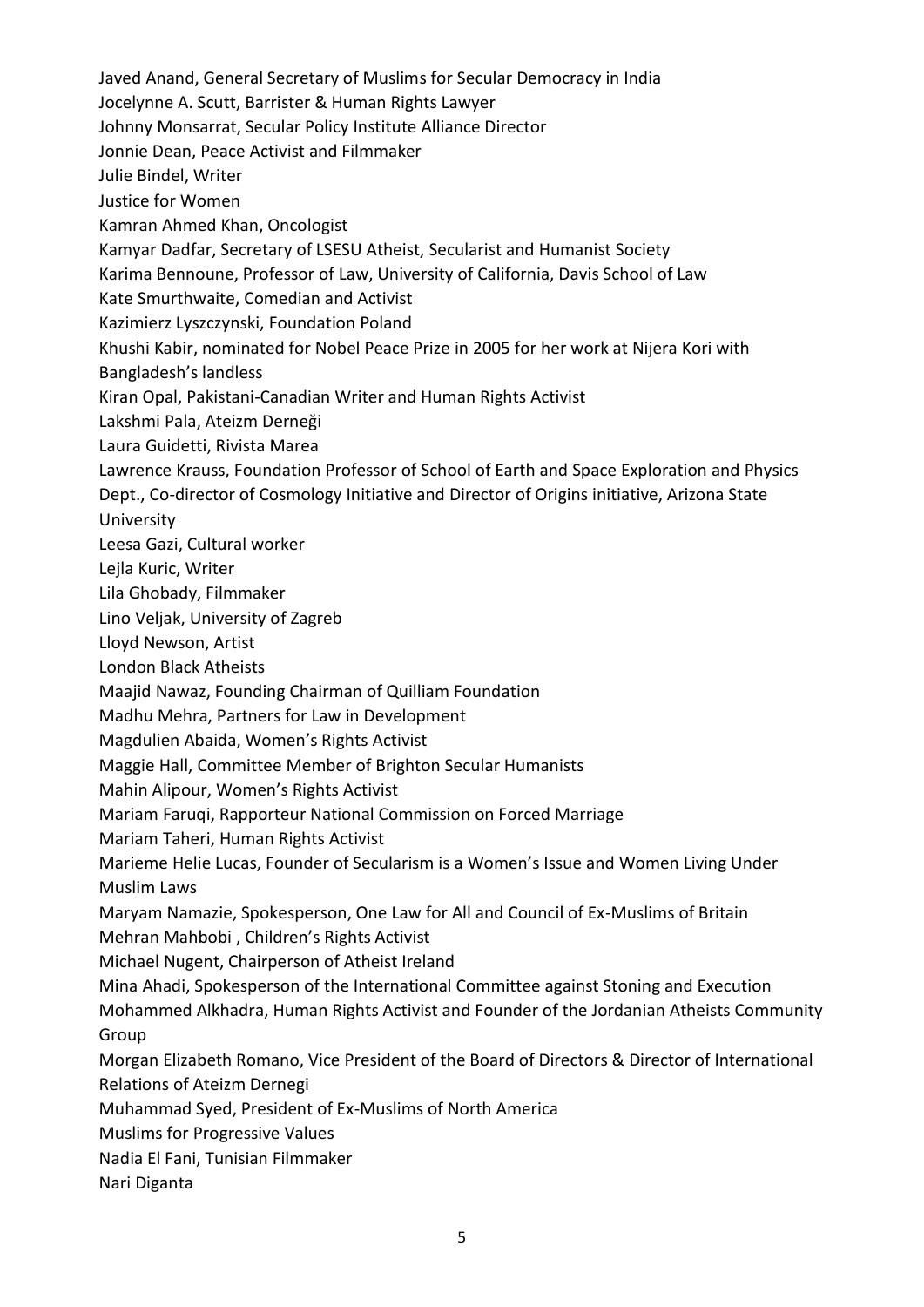Javed Anand, General Secretary of Muslims for Secular Democracy in India
Jocelynne A. Scutt, Barrister & Human Rights Lawyer
Johnny Monsarrat, Secular Policy Institute Alliance Director
Jonnie Dean, Peace Activist and Filmmaker
Julie Bindel, Writer
Justice for Women
Kamran Ahmed Khan, Oncologist
Kamyar Dadfar, Secretary of LSESU Atheist, Secularist and Humanist Society
Karima Bennoune, Professor of Law, University of California, Davis School of Law
Kate Smurthwaite, Comedian and Activist
Kazimierz Lyszczynski, Foundation Poland
Khushi Kabir, nominated for Nobel Peace Prize in 2005 for her work at Nijera Kori with Bangladesh's landless
Kiran Opal, Pakistani-Canadian Writer and Human Rights Activist
Lakshmi Pala, Ateizm Derneği
Laura Guidetti, Rivista Marea
Lawrence Krauss, Foundation Professor of School of Earth and Space Exploration and Physics Dept., Co-director of Cosmology Initiative and Director of Origins initiative, Arizona State University
Leesa Gazi, Cultural worker
Lejla Kuric, Writer
Lila Ghobady, Filmmaker
Lino Veljak, University of Zagreb
Lloyd Newson, Artist
London Black Atheists
Maajid Nawaz, Founding Chairman of Quilliam Foundation
Madhu Mehra, Partners for Law in Development
Magdulien Abaida, Women's Rights Activist
Maggie Hall, Committee Member of Brighton Secular Humanists
Mahin Alipour, Women's Rights Activist
Mariam Faruqi, Rapporteur National Commission on Forced Marriage
Mariam Taheri, Human Rights Activist
Marieme Helie Lucas, Founder of Secularism is a Women's Issue and Women Living Under Muslim Laws
Maryam Namazie, Spokesperson, One Law for All and Council of Ex-Muslims of Britain
Mehran Mahbobi , Children's Rights Activist
Michael Nugent, Chairperson of Atheist Ireland
Mina Ahadi, Spokesperson of the International Committee against Stoning and Execution
Mohammed Alkhadra, Human Rights Activist and Founder of the Jordanian Atheists Community Group
Morgan Elizabeth Romano, Vice President of the Board of Directors & Director of International Relations of Ateizm Dernegi
Muhammad Syed, President of Ex-Muslims of North America
Muslims for Progressive Values
Nadia El Fani, Tunisian Filmmaker
Nari Diganta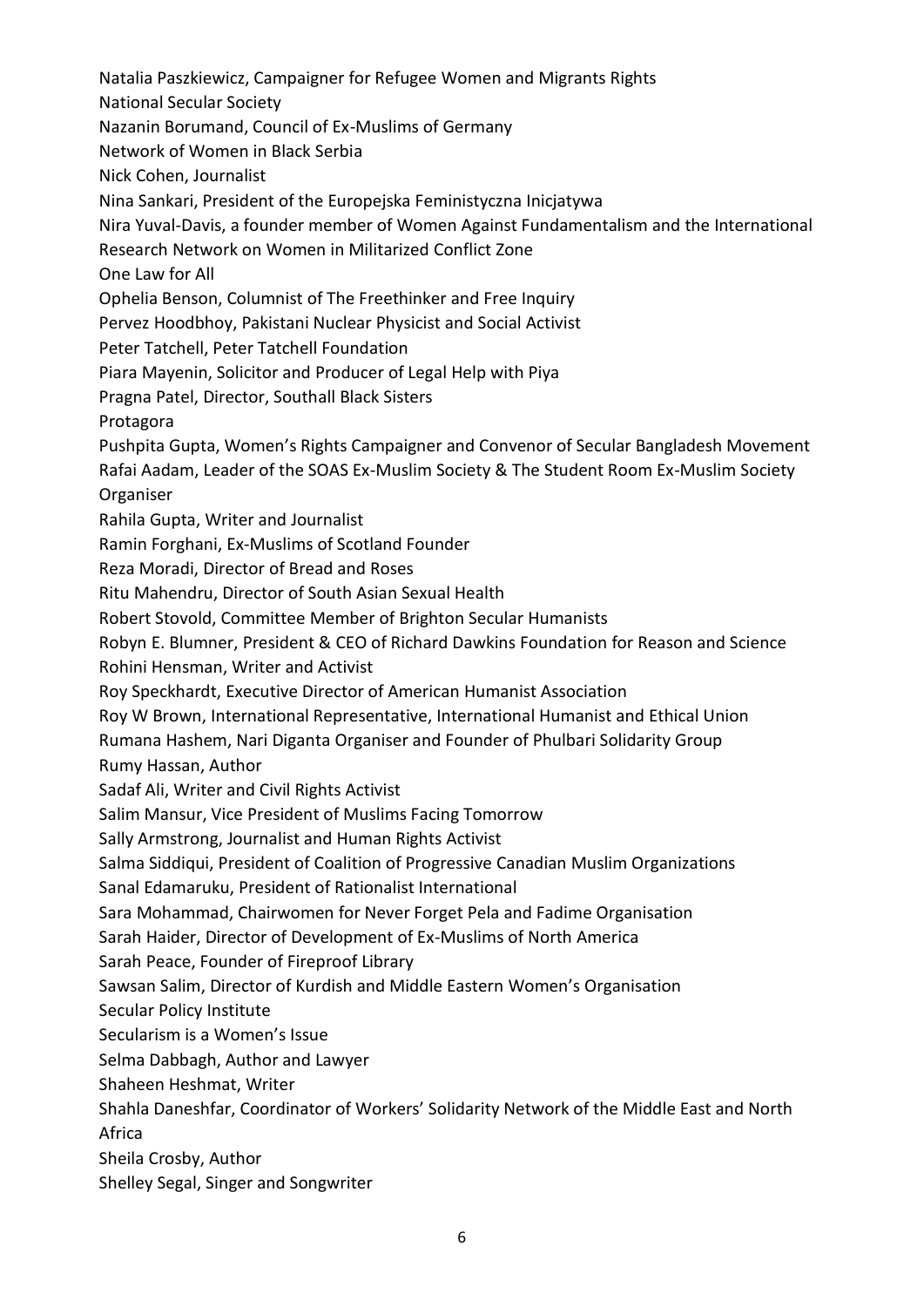Natalia Paszkiewicz, Campaigner for Refugee Women and Migrants Rights
National Secular Society
Nazanin Borumand, Council of Ex-Muslims of Germany
Network of Women in Black Serbia
Nick Cohen, Journalist
Nina Sankari, President of the Europejska Feministyczna Inicjatywa
Nira Yuval-Davis, a founder member of Women Against Fundamentalism and the International Research Network on Women in Militarized Conflict Zone
One Law for All
Ophelia Benson, Columnist of The Freethinker and Free Inquiry
Pervez Hoodbhoy, Pakistani Nuclear Physicist and Social Activist
Peter Tatchell, Peter Tatchell Foundation
Piara Mayenin, Solicitor and Producer of Legal Help with Piya
Pragna Patel, Director, Southall Black Sisters
Protagora
Pushpita Gupta, Women's Rights Campaigner and Convenor of Secular Bangladesh Movement
Rafai Aadam, Leader of the SOAS Ex-Muslim Society & The Student Room Ex-Muslim Society Organiser
Rahila Gupta, Writer and Journalist
Ramin Forghani, Ex-Muslims of Scotland Founder
Reza Moradi, Director of Bread and Roses
Ritu Mahendru, Director of South Asian Sexual Health
Robert Stovold, Committee Member of Brighton Secular Humanists
Robyn E. Blumner, President & CEO of Richard Dawkins Foundation for Reason and Science
Rohini Hensman, Writer and Activist
Roy Speckhardt, Executive Director of American Humanist Association
Roy W Brown, International Representative, International Humanist and Ethical Union
Rumana Hashem, Nari Diganta Organiser and Founder of Phulbari Solidarity Group
Rumy Hassan, Author
Sadaf Ali, Writer and Civil Rights Activist
Salim Mansur, Vice President of Muslims Facing Tomorrow
Sally Armstrong, Journalist and Human Rights Activist
Salma Siddiqui, President of Coalition of Progressive Canadian Muslim Organizations
Sanal Edamaruku, President of Rationalist International
Sara Mohammad, Chairwomen for Never Forget Pela and Fadime Organisation
Sarah Haider, Director of Development of Ex-Muslims of North America
Sarah Peace, Founder of Fireproof Library
Sawsan Salim, Director of Kurdish and Middle Eastern Women's Organisation
Secular Policy Institute
Secularism is a Women's Issue
Selma Dabbagh, Author and Lawyer
Shaheen Heshmat, Writer
Shahla Daneshfar, Coordinator of Workers' Solidarity Network of the Middle East and North Africa
Sheila Crosby, Author
Shelley Segal, Singer and Songwriter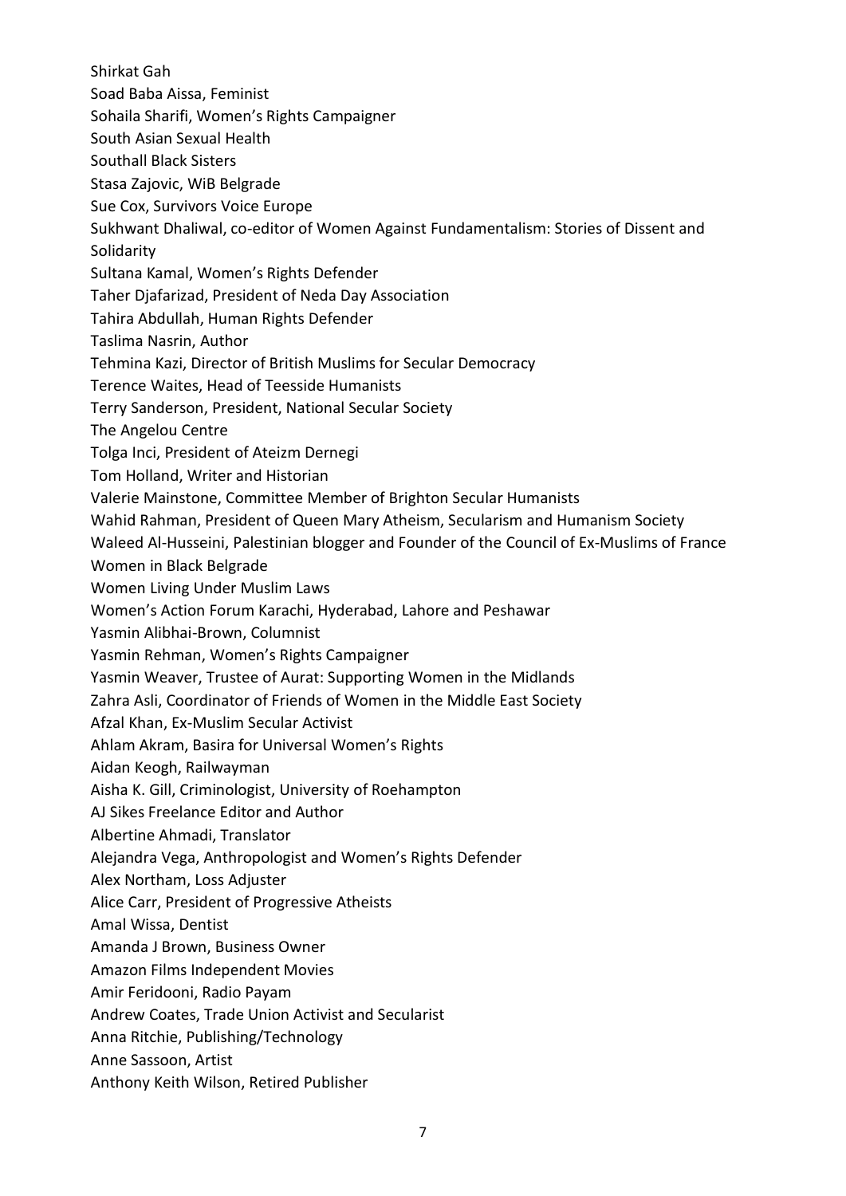Shirkat Gah

Soad Baba Aissa, Feminist

Sohaila Sharifi, Women's Rights Campaigner

South Asian Sexual Health

Southall Black Sisters

Stasa Zajovic, WiB Belgrade

Sue Cox, Survivors Voice Europe

Sukhwant Dhaliwal, co-editor of Women Against Fundamentalism: Stories of Dissent and Solidarity

Sultana Kamal, Women's Rights Defender

Taher Djafarizad, President of Neda Day Association

Tahira Abdullah, Human Rights Defender

Taslima Nasrin, Author

Tehmina Kazi, Director of British Muslims for Secular Democracy

Terence Waites, Head of Teesside Humanists

Terry Sanderson, President, National Secular Society

The Angelou Centre

Tolga Inci, President of Ateizm Dernegi

Tom Holland, Writer and Historian

Valerie Mainstone, Committee Member of Brighton Secular Humanists

Wahid Rahman, President of Queen Mary Atheism, Secularism and Humanism Society

Waleed Al-Husseini, Palestinian blogger and Founder of the Council of Ex-Muslims of France

Women in Black Belgrade

Women Living Under Muslim Laws

Women's Action Forum Karachi, Hyderabad, Lahore and Peshawar

Yasmin Alibhai-Brown, Columnist

Yasmin Rehman, Women's Rights Campaigner

Yasmin Weaver, Trustee of Aurat: Supporting Women in the Midlands

Zahra Asli, Coordinator of Friends of Women in the Middle East Society

Afzal Khan, Ex-Muslim Secular Activist

Ahlam Akram, Basira for Universal Women's Rights

Aidan Keogh, Railwayman

Aisha K. Gill, Criminologist, University of Roehampton

AJ Sikes Freelance Editor and Author

Albertine Ahmadi, Translator

Alejandra Vega, Anthropologist and Women's Rights Defender

Alex Northam, Loss Adjuster

Alice Carr, President of Progressive Atheists

Amal Wissa, Dentist

Amanda J Brown, Business Owner

Amazon Films Independent Movies

Amir Feridooni, Radio Payam

Andrew Coates, Trade Union Activist and Secularist

Anna Ritchie, Publishing/Technology

Anne Sassoon, Artist

Anthony Keith Wilson, Retired Publisher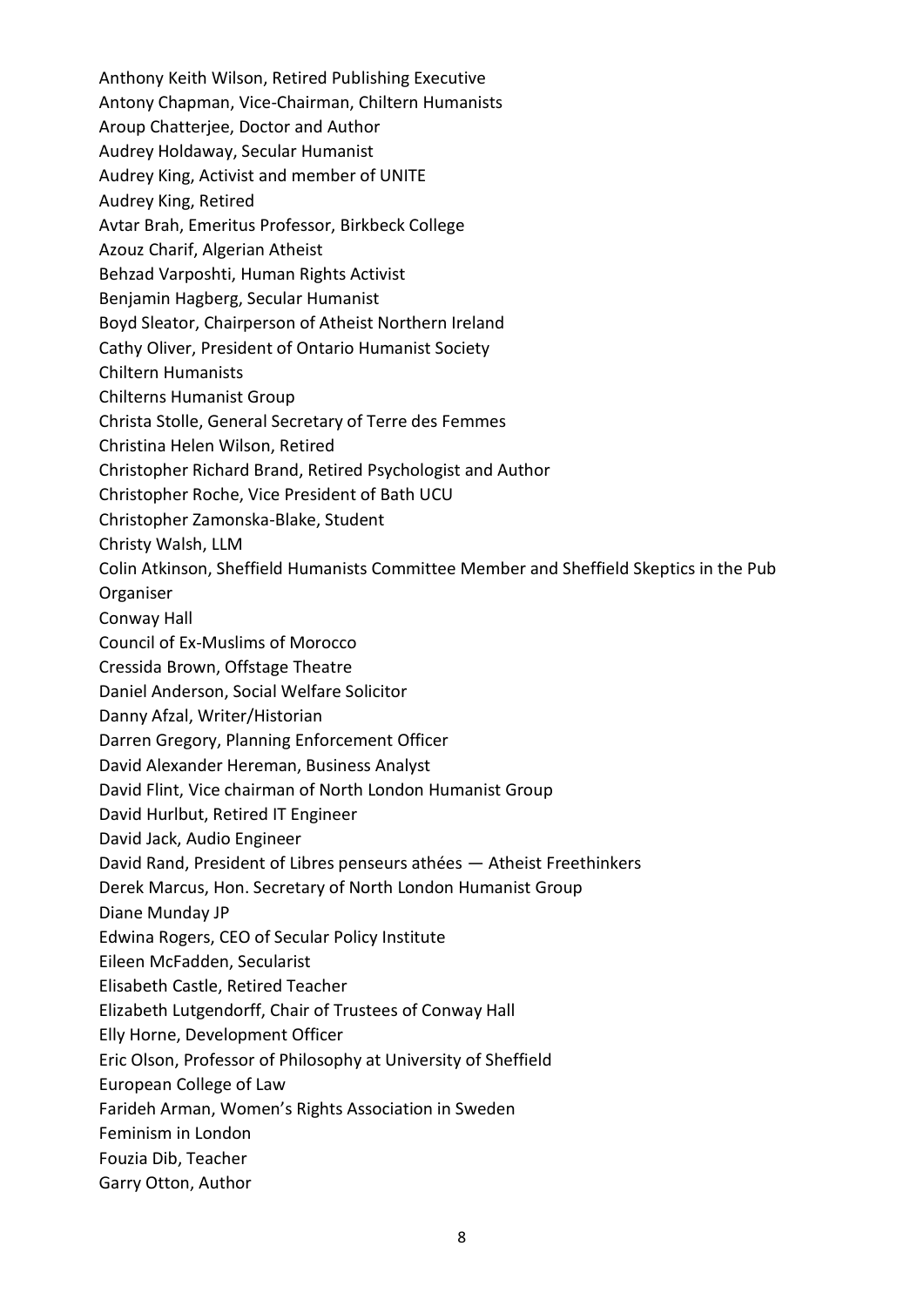Anthony Keith Wilson, Retired Publishing Executive
Antony Chapman, Vice-Chairman, Chiltern Humanists
Aroup Chatterjee, Doctor and Author
Audrey Holdaway, Secular Humanist
Audrey King, Activist and member of UNITE
Audrey King, Retired
Avtar Brah, Emeritus Professor, Birkbeck College
Azouz Charif, Algerian Atheist
Behzad Varposhti, Human Rights Activist
Benjamin Hagberg, Secular Humanist
Boyd Sleator, Chairperson of Atheist Northern Ireland
Cathy Oliver, President of Ontario Humanist Society
Chiltern Humanists
Chilterns Humanist Group
Christa Stolle, General Secretary of Terre des Femmes
Christina Helen Wilson, Retired
Christopher Richard Brand, Retired Psychologist and Author
Christopher Roche, Vice President of Bath UCU
Christopher Zamonska-Blake, Student
Christy Walsh, LLM
Colin Atkinson, Sheffield Humanists Committee Member and Sheffield Skeptics in the Pub Organiser
Conway Hall
Council of Ex-Muslims of Morocco
Cressida Brown, Offstage Theatre
Daniel Anderson, Social Welfare Solicitor
Danny Afzal, Writer/Historian
Darren Gregory, Planning Enforcement Officer
David Alexander Hereman, Business Analyst
David Flint, Vice chairman of North London Humanist Group
David Hurlbut, Retired IT Engineer
David Jack, Audio Engineer
David Rand, President of Libres penseurs athées — Atheist Freethinkers
Derek Marcus, Hon. Secretary of North London Humanist Group
Diane Munday JP
Edwina Rogers, CEO of Secular Policy Institute
Eileen McFadden, Secularist
Elisabeth Castle, Retired Teacher
Elizabeth Lutgendorff, Chair of Trustees of Conway Hall
Elly Horne, Development Officer
Eric Olson, Professor of Philosophy at University of Sheffield
European College of Law
Farideh Arman, Women's Rights Association in Sweden
Feminism in London
Fouzia Dib, Teacher
Garry Otton, Author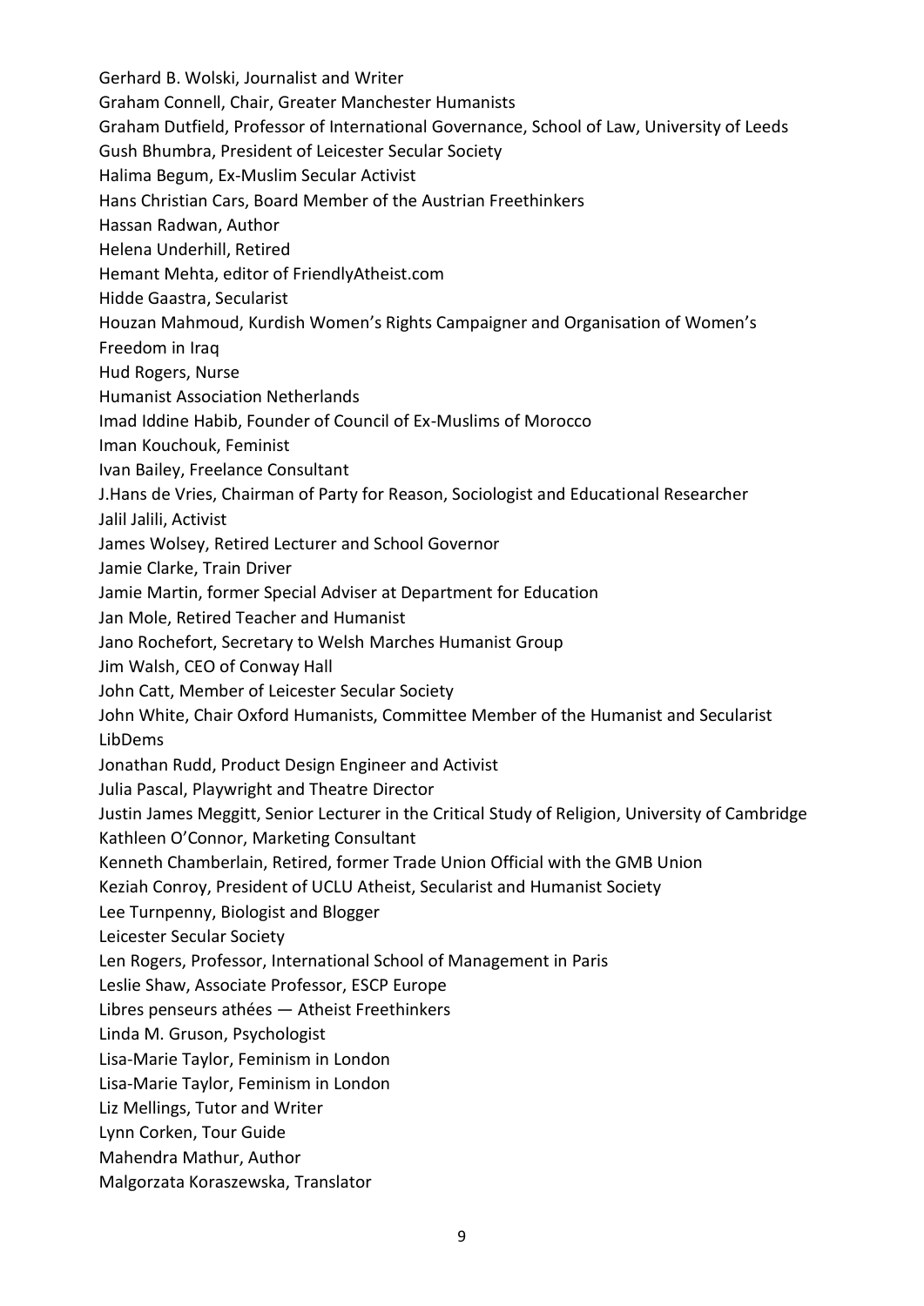Gerhard B. Wolski, Journalist and Writer
Graham Connell, Chair, Greater Manchester Humanists
Graham Dutfield, Professor of International Governance, School of Law, University of Leeds
Gush Bhumbra, President of Leicester Secular Society
Halima Begum, Ex-Muslim Secular Activist
Hans Christian Cars, Board Member of the Austrian Freethinkers
Hassan Radwan, Author
Helena Underhill, Retired
Hemant Mehta, editor of FriendlyAtheist.com
Hidde Gaastra, Secularist
Houzan Mahmoud, Kurdish Women's Rights Campaigner and Organisation of Women's Freedom in Iraq
Hud Rogers, Nurse
Humanist Association Netherlands
Imad Iddine Habib, Founder of Council of Ex-Muslims of Morocco
Iman Kouchouk, Feminist
Ivan Bailey, Freelance Consultant
J.Hans de Vries, Chairman of Party for Reason, Sociologist and Educational Researcher
Jalil Jalili, Activist
James Wolsey, Retired Lecturer and School Governor
Jamie Clarke, Train Driver
Jamie Martin, former Special Adviser at Department for Education
Jan Mole, Retired Teacher and Humanist
Jano Rochefort, Secretary to Welsh Marches Humanist Group
Jim Walsh, CEO of Conway Hall
John Catt, Member of Leicester Secular Society
John White, Chair Oxford Humanists, Committee Member of the Humanist and Secularist LibDems
Jonathan Rudd, Product Design Engineer and Activist
Julia Pascal, Playwright and Theatre Director
Justin James Meggitt, Senior Lecturer in the Critical Study of Religion, University of Cambridge
Kathleen O'Connor, Marketing Consultant
Kenneth Chamberlain, Retired, former Trade Union Official with the GMB Union
Keziah Conroy, President of UCLU Atheist, Secularist and Humanist Society
Lee Turnpenny, Biologist and Blogger
Leicester Secular Society
Len Rogers, Professor, International School of Management in Paris
Leslie Shaw, Associate Professor, ESCP Europe
Libres penseurs athées — Atheist Freethinkers
Linda M. Gruson, Psychologist
Lisa-Marie Taylor, Feminism in London
Lisa-Marie Taylor, Feminism in London
Liz Mellings, Tutor and Writer
Lynn Corken, Tour Guide
Mahendra Mathur, Author
Malgorzata Koraszewska, Translator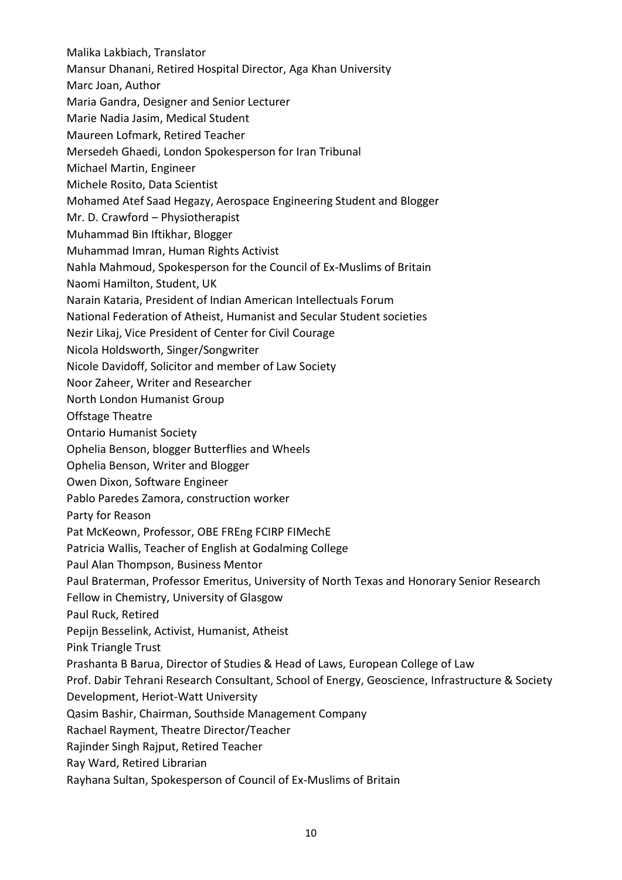Malika Lakbiach, Translator
Mansur Dhanani, Retired Hospital Director, Aga Khan University
Marc Joan, Author
Maria Gandra, Designer and Senior Lecturer
Marie Nadia Jasim, Medical Student
Maureen Lofmark, Retired Teacher
Mersedeh Ghaedi, London Spokesperson for Iran Tribunal
Michael Martin, Engineer
Michele Rosito, Data Scientist
Mohamed Atef Saad Hegazy, Aerospace Engineering Student and Blogger
Mr. D. Crawford – Physiotherapist
Muhammad Bin Iftikhar, Blogger
Muhammad Imran, Human Rights Activist
Nahla Mahmoud, Spokesperson for the Council of Ex-Muslims of Britain
Naomi Hamilton, Student, UK
Narain Kataria, President of Indian American Intellectuals Forum
National Federation of Atheist, Humanist and Secular Student societies
Nezir Likaj, Vice President of Center for Civil Courage
Nicola Holdsworth, Singer/Songwriter
Nicole Davidoff, Solicitor and member of Law Society
Noor Zaheer, Writer and Researcher
North London Humanist Group
Offstage Theatre
Ontario Humanist Society
Ophelia Benson, blogger Butterflies and Wheels
Ophelia Benson, Writer and Blogger
Owen Dixon, Software Engineer
Pablo Paredes Zamora, construction worker
Party for Reason
Pat McKeown, Professor, OBE FREng FCIRP FIMechE
Patricia Wallis, Teacher of English at Godalming College
Paul Alan Thompson, Business Mentor
Paul Braterman, Professor Emeritus, University of North Texas and Honorary Senior Research Fellow in Chemistry, University of Glasgow
Paul Ruck, Retired
Pepijn Besselink, Activist, Humanist, Atheist
Pink Triangle Trust
Prashanta B Barua, Director of Studies & Head of Laws, European College of Law
Prof. Dabir Tehrani Research Consultant, School of Energy, Geoscience, Infrastructure & Society Development, Heriot-Watt University
Qasim Bashir, Chairman, Southside Management Company
Rachael Rayment, Theatre Director/Teacher
Rajinder Singh Rajput, Retired Teacher
Ray Ward, Retired Librarian
Rayhana Sultan, Spokesperson of Council of Ex-Muslims of Britain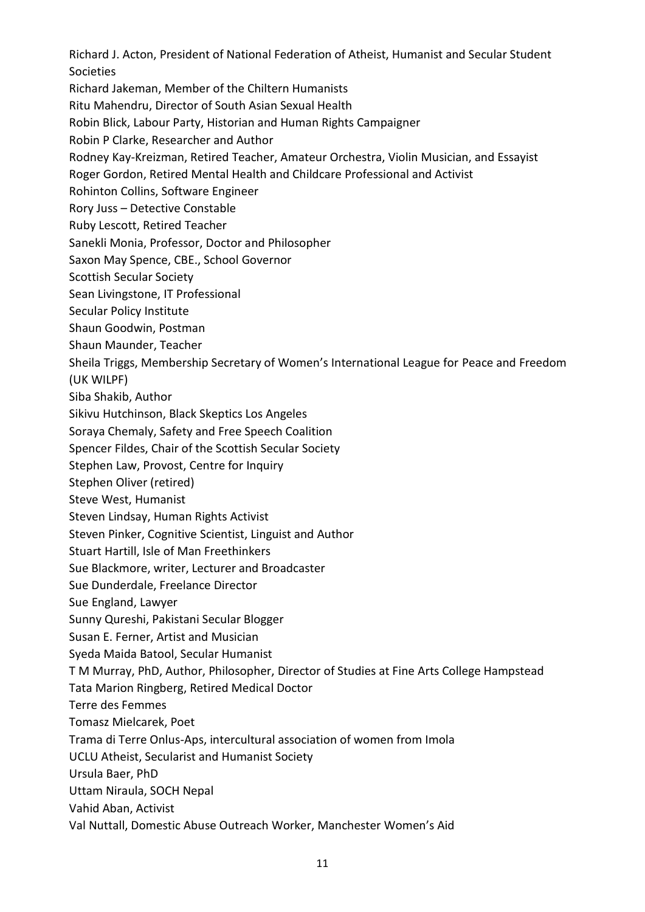Richard J. Acton, President of National Federation of Atheist, Humanist and Secular Student Societies
Richard Jakeman, Member of the Chiltern Humanists
Ritu Mahendru, Director of South Asian Sexual Health
Robin Blick, Labour Party, Historian and Human Rights Campaigner
Robin P Clarke, Researcher and Author
Rodney Kay-Kreizman, Retired Teacher, Amateur Orchestra, Violin Musician, and Essayist
Roger Gordon, Retired Mental Health and Childcare Professional and Activist
Rohinton Collins, Software Engineer
Rory Juss – Detective Constable
Ruby Lescott, Retired Teacher
Sanekli Monia, Professor, Doctor and Philosopher
Saxon May Spence, CBE., School Governor
Scottish Secular Society
Sean Livingstone, IT Professional
Secular Policy Institute
Shaun Goodwin, Postman
Shaun Maunder, Teacher
Sheila Triggs, Membership Secretary of Women's International League for Peace and Freedom (UK WILPF)
Siba Shakib, Author
Sikivu Hutchinson, Black Skeptics Los Angeles
Soraya Chemaly, Safety and Free Speech Coalition
Spencer Fildes, Chair of the Scottish Secular Society
Stephen Law, Provost, Centre for Inquiry
Stephen Oliver (retired)
Steve West, Humanist
Steven Lindsay, Human Rights Activist
Steven Pinker, Cognitive Scientist, Linguist and Author
Stuart Hartill, Isle of Man Freethinkers
Sue Blackmore, writer, Lecturer and Broadcaster
Sue Dunderdale, Freelance Director
Sue England, Lawyer
Sunny Qureshi, Pakistani Secular Blogger
Susan E. Ferner, Artist and Musician
Syeda Maida Batool, Secular Humanist
T M Murray, PhD, Author, Philosopher, Director of Studies at Fine Arts College Hampstead
Tata Marion Ringberg, Retired Medical Doctor
Terre des Femmes
Tomasz Mielcarek, Poet
Trama di Terre Onlus-Aps, intercultural association of women from Imola
UCLU Atheist, Secularist and Humanist Society
Ursula Baer, PhD
Uttam Niraula, SOCH Nepal
Vahid Aban, Activist
Val Nuttall, Domestic Abuse Outreach Worker, Manchester Women's Aid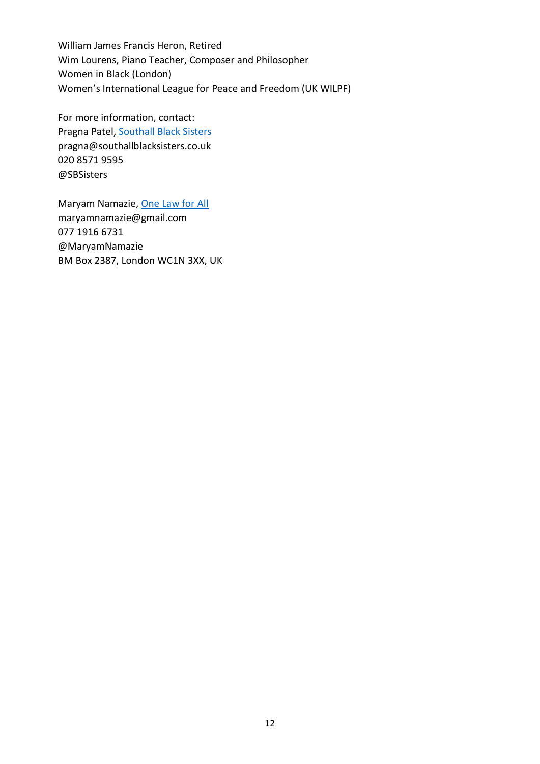William James Francis Heron, Retired
Wim Lourens, Piano Teacher, Composer and Philosopher
Women in Black (London)
Women's International League for Peace and Freedom (UK WILPF)

For more information, contact:
Pragna Patel, Southall Black Sisters
pragna@southallblacksisters.co.uk
020 8571 9595
@SBSisters

Maryam Namazie, One Law for All
maryamnamazie@gmail.com
077 1916 6731
@MaryamNamazie
BM Box 2387, London WC1N 3XX, UK